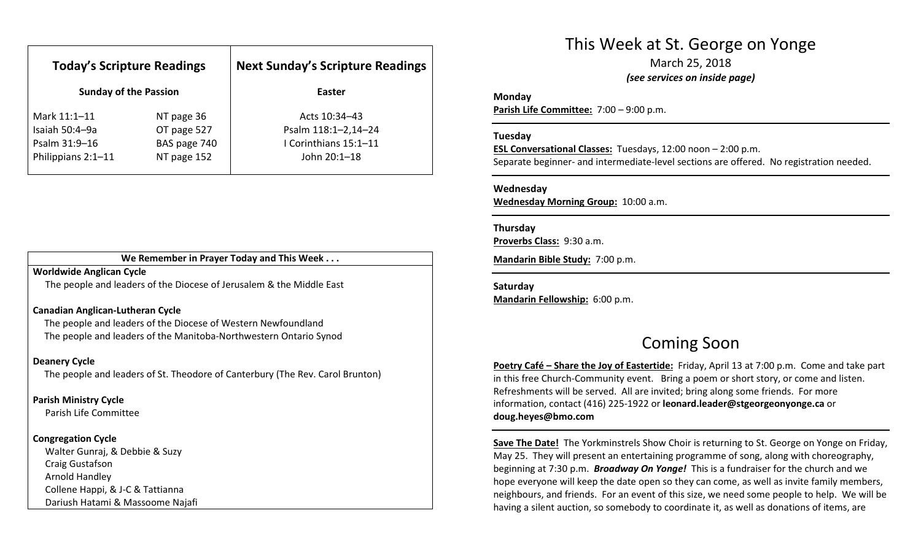## Today's Scripture Readings

**Sunday of the Passion**

| | |
|---|---|
| Mark 11:1–11 | NT page 36 |
| Isaiah 50:4–9a | OT page 527 |
| Psalm 31:9–16 | BAS page 740 |
| Philippians 2:1–11 | NT page 152 |

## Next Sunday's Scripture Readings

**Easter**

Acts 10:34–43
Psalm 118:1–2,14–24
I Corinthians 15:1–11
John 20:1–18

**We Remember in Prayer Today and This Week . . .**

**Worldwide Anglican Cycle**
The people and leaders of the Diocese of Jerusalem & the Middle East

**Canadian Anglican-Lutheran Cycle**
The people and leaders of the Diocese of Western Newfoundland
The people and leaders of the Manitoba-Northwestern Ontario Synod

**Deanery Cycle**
The people and leaders of St. Theodore of Canterbury (The Rev. Carol Brunton)

**Parish Ministry Cycle**
Parish Life Committee

**Congregation Cycle**
Walter Gunraj, & Debbie & Suzy
Craig Gustafson
Arnold Handley
Collene Happi, & J-C & Tattianna
Dariush Hatami & Massoome Najafi

# This Week at St. George on Yonge

March 25, 2018
***(see services on inside page)***

**Monday**
**Parish Life Committee:** 7:00 – 9:00 p.m.

**Tuesday**
**ESL Conversational Classes:** Tuesdays, 12:00 noon – 2:00 p.m.
Separate beginner- and intermediate-level sections are offered. No registration needed.

**Wednesday**
**Wednesday Morning Group:** 10:00 a.m.

**Thursday**
**Proverbs Class:** 9:30 a.m.

**Mandarin Bible Study:** 7:00 p.m.

**Saturday**
**Mandarin Fellowship:** 6:00 p.m.

# Coming Soon

**Poetry Café – Share the Joy of Eastertide:** Friday, April 13 at 7:00 p.m. Come and take part in this free Church-Community event. Bring a poem or short story, or come and listen. Refreshments will be served. All are invited; bring along some friends. For more information, contact (416) 225-1922 or **leonard.leader@stgeorgeonyonge.ca** or **doug.heyes@bmo.com**

**Save The Date!** The Yorkminstrels Show Choir is returning to St. George on Yonge on Friday, May 25. They will present an entertaining programme of song, along with choreography, beginning at 7:30 p.m. ***Broadway On Yonge!*** This is a fundraiser for the church and we hope everyone will keep the date open so they can come, as well as invite family members, neighbours, and friends. For an event of this size, we need some people to help. We will be having a silent auction, so somebody to coordinate it, as well as donations of items, are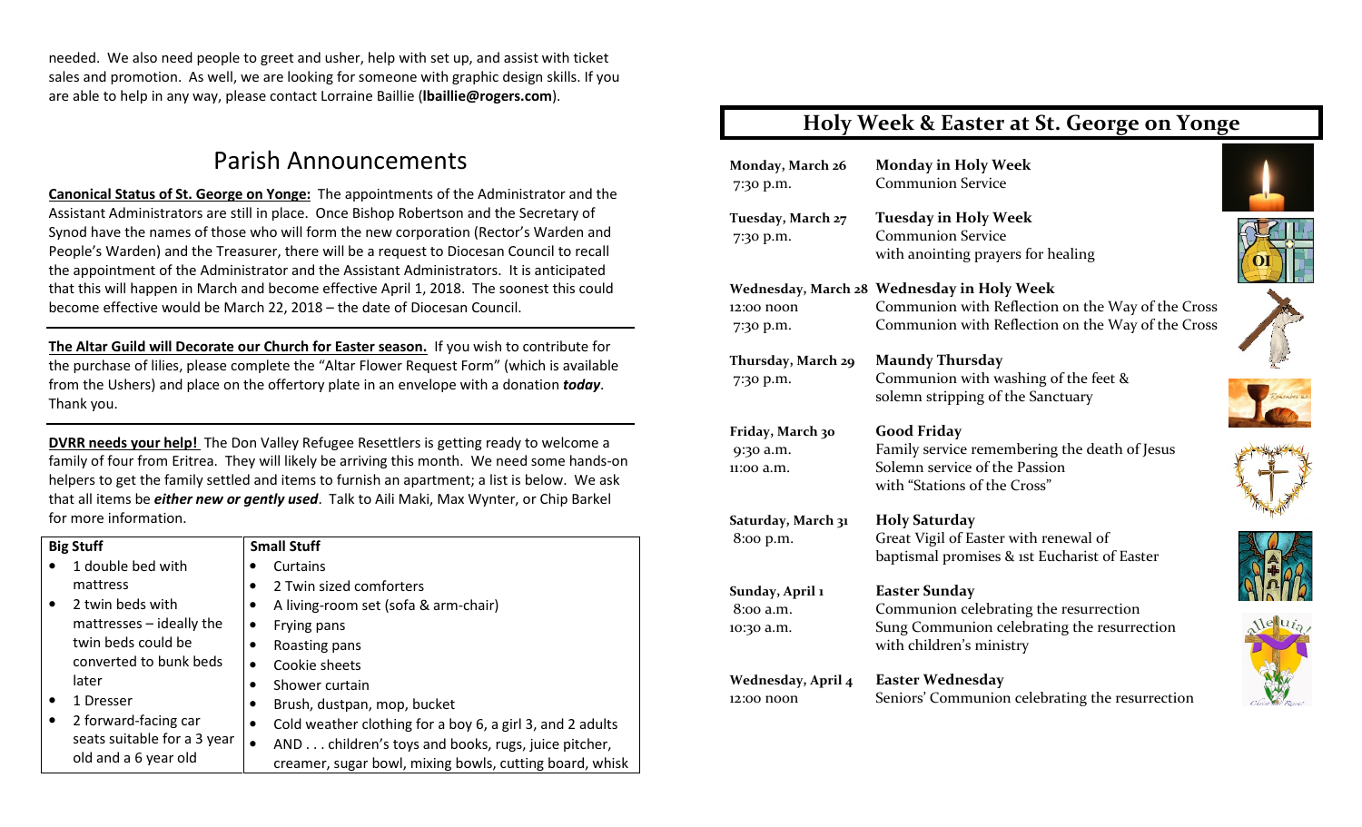needed. We also need people to greet and usher, help with set up, and assist with ticket sales and promotion. As well, we are looking for someone with graphic design skills. If you are able to help in any way, please contact Lorraine Baillie (**lbaillie@rogers.com**).

## Parish Announcements

**Canonical Status of St. George on Yonge:** The appointments of the Administrator and the Assistant Administrators are still in place. Once Bishop Robertson and the Secretary of Synod have the names of those who will form the new corporation (Rector's Warden and People's Warden) and the Treasurer, there will be a request to Diocesan Council to recall the appointment of the Administrator and the Assistant Administrators. It is anticipated that this will happen in March and become effective April 1, 2018. The soonest this could become effective would be March 22, 2018 – the date of Diocesan Council.

---

**The Altar Guild will Decorate our Church for Easter season.** If you wish to contribute for the purchase of lilies, please complete the "Altar Flower Request Form" (which is available from the Ushers) and place on the offertory plate in an envelope with a donation ***today***. Thank you.

---

**DVRR needs your help!** The Don Valley Refugee Resettlers is getting ready to welcome a family of four from Eritrea. They will likely be arriving this month. We need some hands-on helpers to get the family settled and items to furnish an apartment; a list is below. We ask that all items be ***either new or gently used***. Talk to Aili Maki, Max Wynter, or Chip Barkel for more information.

| Big Stuff | Small Stuff |
|---|---|
| • 1 double bed with mattress<br>• 2 twin beds with mattresses – ideally the twin beds could be converted to bunk beds later<br>• 1 Dresser<br>• 2 forward-facing car seats suitable for a 3 year old and a 6 year old | • Curtains<br>• 2 Twin sized comforters<br>• A living-room set (sofa & arm-chair)<br>• Frying pans<br>• Roasting pans<br>• Cookie sheets<br>• Shower curtain<br>• Brush, dustpan, mop, bucket<br>• Cold weather clothing for a boy 6, a girl 3, and 2 adults<br>• AND . . . children's toys and books, rugs, juice pitcher, creamer, sugar bowl, mixing bowls, cutting board, whisk |

## Holy Week & Easter at St. George on Yonge

**Monday, March 26** — **Monday in Holy Week**
7:30 p.m. — Communion Service

**Tuesday, March 27** — **Tuesday in Holy Week**
7:30 p.m. — Communion Service with anointing prayers for healing

**Wednesday, March 28** — **Wednesday in Holy Week**
12:00 noon — Communion with Reflection on the Way of the Cross
7:30 p.m. — Communion with Reflection on the Way of the Cross

**Thursday, March 29** — **Maundy Thursday**
7:30 p.m. — Communion with washing of the feet & solemn stripping of the Sanctuary

**Friday, March 30** — **Good Friday**
9:30 a.m. — Family service remembering the death of Jesus
11:00 a.m. — Solemn service of the Passion with "Stations of the Cross"

**Saturday, March 31** — **Holy Saturday**
8:00 p.m. — Great Vigil of Easter with renewal of baptismal promises & 1st Eucharist of Easter

**Sunday, April 1** — **Easter Sunday**
8:00 a.m. — Communion celebrating the resurrection
10:30 a.m. — Sung Communion celebrating the resurrection with children's ministry

**Wednesday, April 4** — **Easter Wednesday**
12:00 noon — Seniors' Communion celebrating the resurrection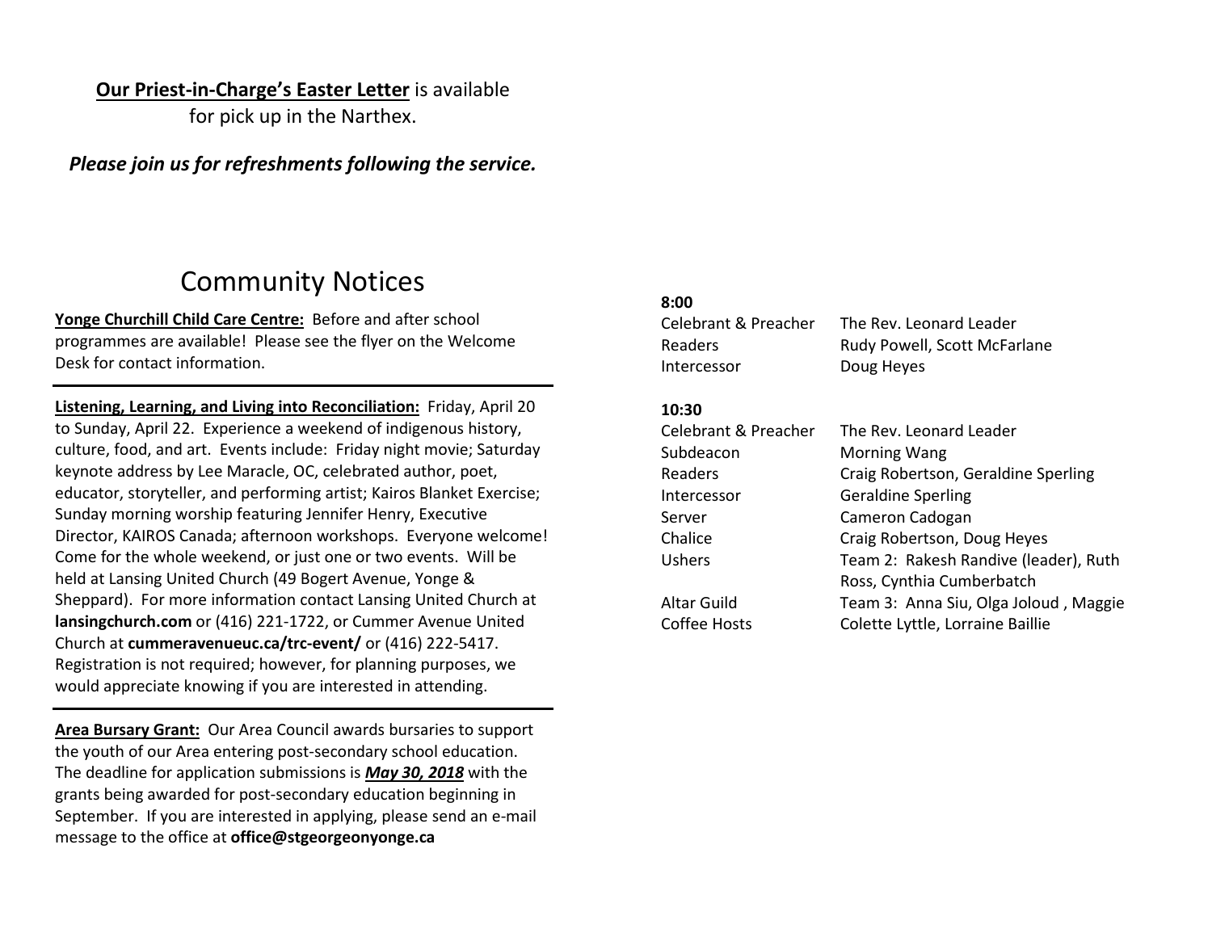**Our Priest-in-Charge's Easter Letter** is available for pick up in the Narthex.

***Please join us for refreshments following the service.***

# Community Notices

**Yonge Churchill Child Care Centre:** Before and after school programmes are available! Please see the flyer on the Welcome Desk for contact information.

**Listening, Learning, and Living into Reconciliation:** Friday, April 20 to Sunday, April 22. Experience a weekend of indigenous history, culture, food, and art. Events include: Friday night movie; Saturday keynote address by Lee Maracle, OC, celebrated author, poet, educator, storyteller, and performing artist; Kairos Blanket Exercise; Sunday morning worship featuring Jennifer Henry, Executive Director, KAIROS Canada; afternoon workshops. Everyone welcome! Come for the whole weekend, or just one or two events. Will be held at Lansing United Church (49 Bogert Avenue, Yonge & Sheppard). For more information contact Lansing United Church at **lansingchurch.com** or (416) 221-1722, or Cummer Avenue United Church at **cummeravenueuc.ca/trc-event/** or (416) 222-5417. Registration is not required; however, for planning purposes, we would appreciate knowing if you are interested in attending.

**Area Bursary Grant:** Our Area Council awards bursaries to support the youth of our Area entering post-secondary school education. The deadline for application submissions is ***May 30, 2018*** with the grants being awarded for post-secondary education beginning in September. If you are interested in applying, please send an e-mail message to the office at **office@stgeorgeonyonge.ca**

**8:00**

| | |
|---|---|
| Celebrant & Preacher | The Rev. Leonard Leader |
| Readers | Rudy Powell, Scott McFarlane |
| Intercessor | Doug Heyes |

**10:30**

| | |
|---|---|
| Celebrant & Preacher | The Rev. Leonard Leader |
| Subdeacon | Morning Wang |
| Readers | Craig Robertson, Geraldine Sperling |
| Intercessor | Geraldine Sperling |
| Server | Cameron Cadogan |
| Chalice | Craig Robertson, Doug Heyes |
| Ushers | Team 2: Rakesh Randive (leader), Ruth Ross, Cynthia Cumberbatch |
| Altar Guild | Team 3: Anna Siu, Olga Joloud , Maggie |
| Coffee Hosts | Colette Lyttle, Lorraine Baillie |